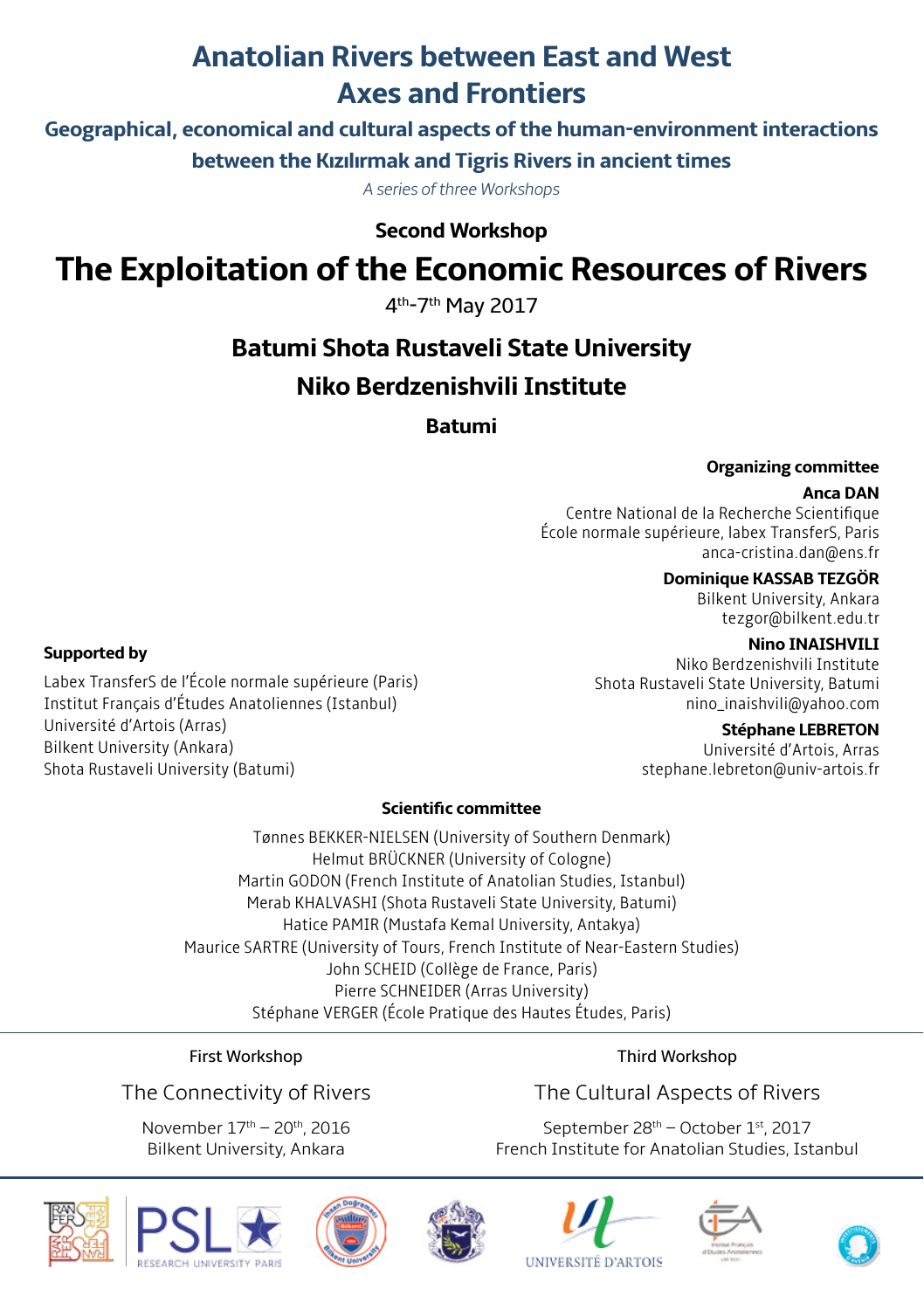# Anatolian Rivers between East and West
# Axes and Frontiers

## Geographical, economical and cultural aspects of the human-environment interactions between the Kızılırmak and Tigris Rivers in ancient times

*A series of three Workshops*

**Second Workshop**

# The Exploitation of the Economic Resources of Rivers

4th-7th May 2017

## Batumi Shota Rustaveli State University
## Niko Berdzenishvili Institute

**Batumi**

**Organizing committee**

**Anca DAN**
Centre National de la Recherche Scientifique
École normale supérieure, labex TransferS, Paris
anca-cristina.dan@ens.fr

**Dominique KASSAB TEZGÖR**
Bilkent University, Ankara
tezgor@bilkent.edu.tr

**Nino INAISHVILI**
Niko Berdzenishvili Institute
Shota Rustaveli State University, Batumi
nino_inaishvili@yahoo.com

**Stéphane LEBRETON**
Université d'Artois, Arras
stephane.lebreton@univ-artois.fr

**Supported by**

Labex TransferS de l'École normale supérieure (Paris)
Institut Français d'Études Anatoliennes (Istanbul)
Université d'Artois (Arras)
Bilkent University (Ankara)
Shota Rustaveli University (Batumi)

**Scientific committee**

Tønnes BEKKER-NIELSEN (University of Southern Denmark)
Helmut BRÜCKNER (University of Cologne)
Martin GODON (French Institute of Anatolian Studies, Istanbul)
Merab KHALVASHI (Shota Rustaveli State University, Batumi)
Hatice PAMIR (Mustafa Kemal University, Antakya)
Maurice SARTRE (University of Tours, French Institute of Near-Eastern Studies)
John SCHEID (Collège de France, Paris)
Pierre SCHNEIDER (Arras University)
Stéphane VERGER (École Pratique des Hautes Études, Paris)

First Workshop

The Connectivity of Rivers

November 17th – 20th, 2016
Bilkent University, Ankara

Third Workshop

The Cultural Aspects of Rivers

September 28th – October 1st, 2017
French Institute for Anatolian Studies, Istanbul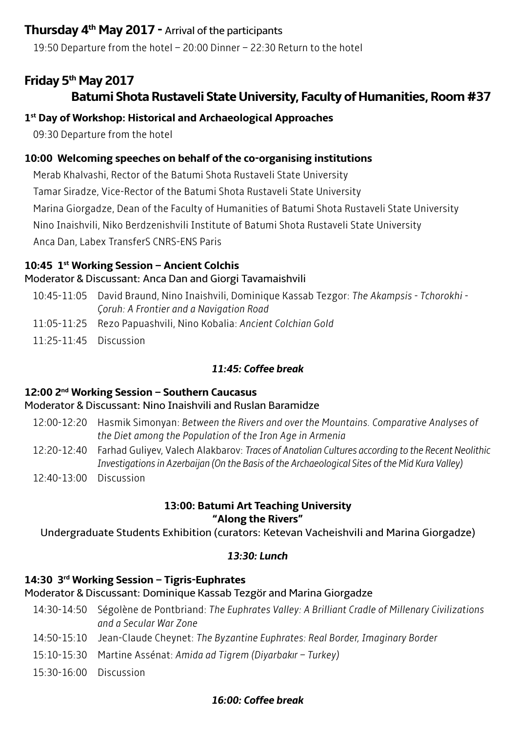## Thursday 4th May 2017 - Arrival of the participants

19:50 Departure from the hotel – 20:00 Dinner – 22:30 Return to the hotel

## Friday 5th May 2017

## Batumi Shota Rustaveli State University, Faculty of Humanities, Room #37

### 1st Day of Workshop: Historical and Archaeological Approaches

09:30 Departure from the hotel

### 10:00 Welcoming speeches on behalf of the co-organising institutions

Merab Khalvashi, Rector of the Batumi Shota Rustaveli State University

Tamar Siradze, Vice-Rector of the Batumi Shota Rustaveli State University

Marina Giorgadze, Dean of the Faculty of Humanities of Batumi Shota Rustaveli State University

Nino Inaishvili, Niko Berdzenishvili Institute of Batumi Shota Rustaveli State University

Anca Dan, Labex TransferS CNRS-ENS Paris

### 10:45 1st Working Session – Ancient Colchis

Moderator & Discussant: Anca Dan and Giorgi Tavamaishvili

- 10:45-11:05 David Braund, Nino Inaishvili, Dominique Kassab Tezgor: *The Akampsis - Tchorokhi - Çoruh: A Frontier and a Navigation Road*
- 11:05-11:25 Rezo Papuashvili, Nino Kobalia: *Ancient Colchian Gold*
- 11:25-11:45 Discussion

***11:45: Coffee break***

### 12:00 2nd Working Session – Southern Caucasus

Moderator & Discussant: Nino Inaishvili and Ruslan Baramidze

- 12:00-12:20 Hasmik Simonyan: *Between the Rivers and over the Mountains. Comparative Analyses of the Diet among the Population of the Iron Age in Armenia*
- 12:20-12:40 Farhad Guliyev, Valech Alakbarov: *Traces of Anatolian Cultures according to the Recent Neolithic Investigations in Azerbaijan (On the Basis of the Archaeological Sites of the Mid Kura Valley)*
- 12:40-13:00 Discussion

**13:00: Batumi Art Teaching University**
**"Along the Rivers"**

Undergraduate Students Exhibition (curators: Ketevan Vacheishvili and Marina Giorgadze)

***13:30: Lunch***

### 14:30 3rd Working Session – Tigris-Euphrates

Moderator & Discussant: Dominique Kassab Tezgör and Marina Giorgadze

- 14:30-14:50 Ségolène de Pontbriand: *The Euphrates Valley: A Brilliant Cradle of Millenary Civilizations and a Secular War Zone*
- 14:50-15:10 Jean-Claude Cheynet: *The Byzantine Euphrates: Real Border, Imaginary Border*
- 15:10-15:30 Martine Assénat: *Amida ad Tigrem (Diyarbakır – Turkey)*
- 15:30-16:00 Discussion

***16:00: Coffee break***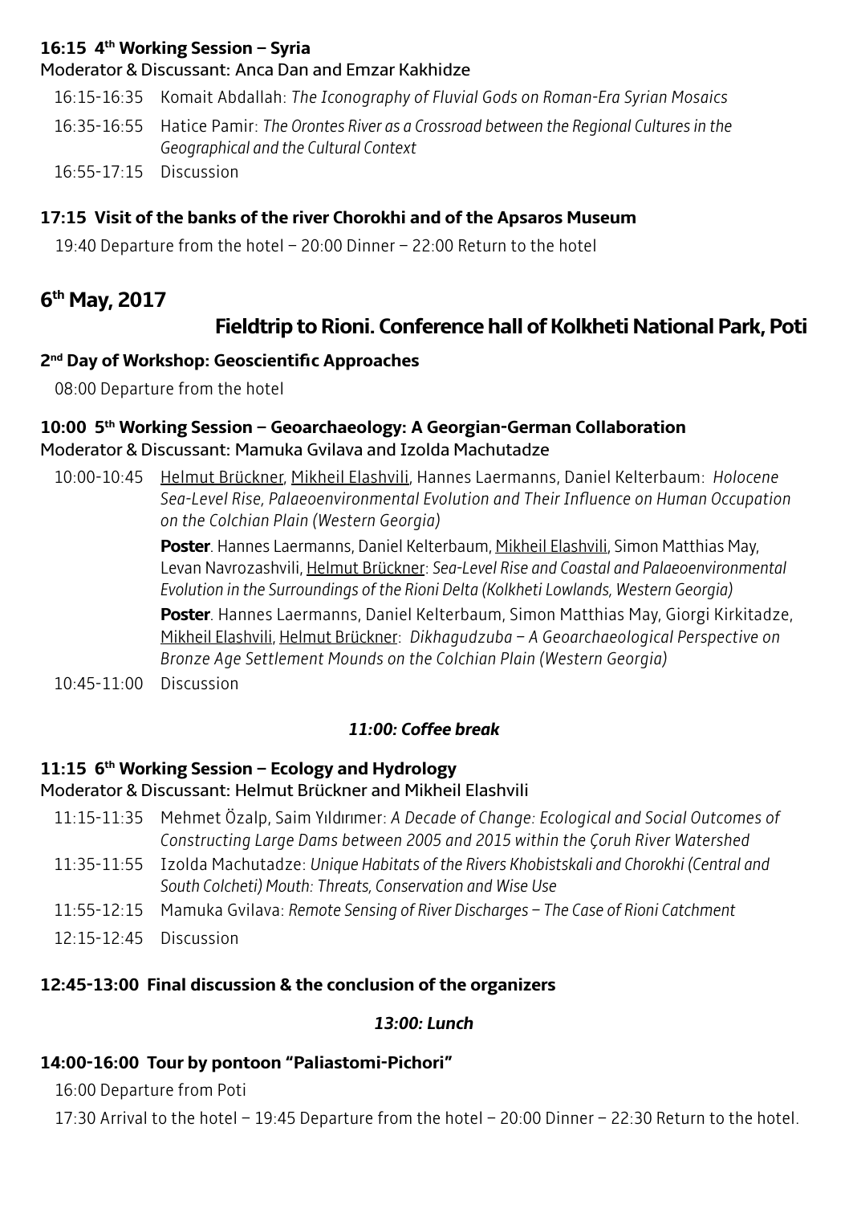### 16:15 4th Working Session – Syria

Moderator & Discussant: Anca Dan and Emzar Kakhidze

16:15-16:35 Komait Abdallah: *The Iconography of Fluvial Gods on Roman-Era Syrian Mosaics*

16:35-16:55 Hatice Pamir: *The Orontes River as a Crossroad between the Regional Cultures in the Geographical and the Cultural Context*

16:55-17:15 Discussion

### 17:15 Visit of the banks of the river Chorokhi and of the Apsaros Museum

19:40 Departure from the hotel – 20:00 Dinner – 22:00 Return to the hotel

## 6th May, 2017

## Fieldtrip to Rioni. Conference hall of Kolkheti National Park, Poti

### 2nd Day of Workshop: Geoscientific Approaches

08:00 Departure from the hotel

### 10:00 5th Working Session – Geoarchaeology: A Georgian-German Collaboration

Moderator & Discussant: Mamuka Gvilava and Izolda Machutadze

10:00-10:45 Helmut Brückner, Mikheil Elashvili, Hannes Laermanns, Daniel Kelterbaum: *Holocene Sea-Level Rise, Palaeoenvironmental Evolution and Their Influence on Human Occupation on the Colchian Plain (Western Georgia)*

**Poster**. Hannes Laermanns, Daniel Kelterbaum, Mikheil Elashvili, Simon Matthias May, Levan Navrozashvili, Helmut Brückner: *Sea-Level Rise and Coastal and Palaeoenvironmental Evolution in the Surroundings of the Rioni Delta (Kolkheti Lowlands, Western Georgia)*

**Poster**. Hannes Laermanns, Daniel Kelterbaum, Simon Matthias May, Giorgi Kirkitadze, Mikheil Elashvili, Helmut Brückner: *Dikhagudzuba – A Geoarchaeological Perspective on Bronze Age Settlement Mounds on the Colchian Plain (Western Georgia)*

10:45-11:00 Discussion

***11:00: Coffee break***

### 11:15 6th Working Session – Ecology and Hydrology

Moderator & Discussant: Helmut Brückner and Mikheil Elashvili

11:15-11:35 Mehmet Özalp, Saim Yıldırımer: *A Decade of Change: Ecological and Social Outcomes of Constructing Large Dams between 2005 and 2015 within the Çoruh River Watershed*

11:35-11:55 Izolda Machutadze: *Unique Habitats of the Rivers Khobistskali and Chorokhi (Central and South Colcheti) Mouth: Threats, Conservation and Wise Use*

11:55-12:15 Mamuka Gvilava: *Remote Sensing of River Discharges – The Case of Rioni Catchment*

12:15-12:45 Discussion

### 12:45-13:00 Final discussion & the conclusion of the organizers

***13:00: Lunch***

### 14:00-16:00 Tour by pontoon "Paliastomi-Pichori"

16:00 Departure from Poti

17:30 Arrival to the hotel – 19:45 Departure from the hotel – 20:00 Dinner – 22:30 Return to the hotel.